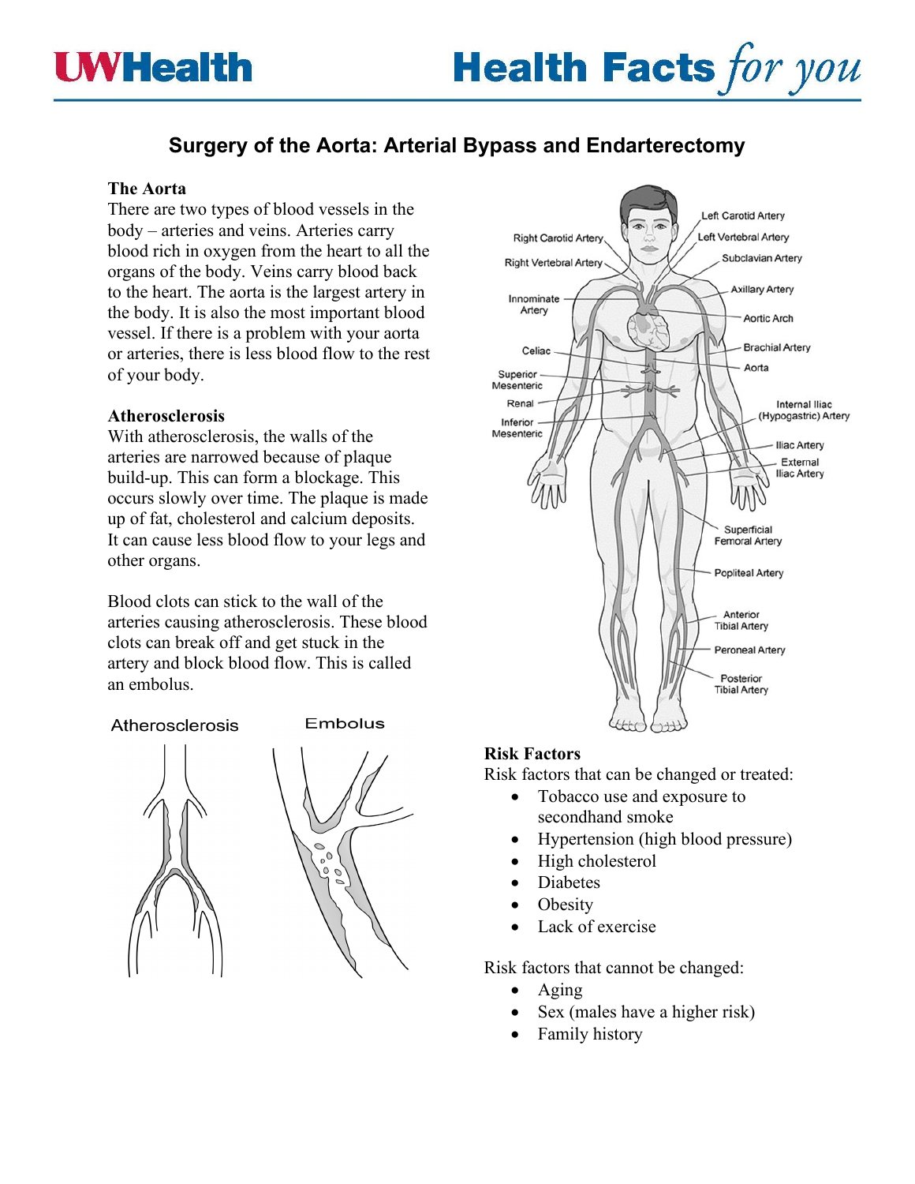# Surgery of the Aorta: Arterial Bypass and Endarterectomy

## The Aorta

There are two types of blood vessels in the body – arteries and veins. Arteries carry blood rich in oxygen from the heart to all the organs of the body. Veins carry blood back to the heart. The aorta is the largest artery in the body. It is also the most important blood vessel. If there is a problem with your aorta or arteries, there is less blood flow to the rest of your body.

## Atherosclerosis

With atherosclerosis, the walls of the arteries are narrowed because of plaque build-up. This can form a blockage. This occurs slowly over time. The plaque is made up of fat, cholesterol and calcium deposits. It can cause less blood flow to your legs and other organs.

Blood clots can stick to the wall of the arteries causing atherosclerosis. These blood clots can break off and get stuck in the artery and block blood flow. This is called an embolus.

Atherosclerosis

Embolus

## Risk Factors

Risk factors that can be changed or treated:

- Tobacco use and exposure to secondhand smoke
- Hypertension (high blood pressure)
- High cholesterol
- Diabetes
- Obesity
- Lack of exercise

Risk factors that cannot be changed:

- Aging
- Sex (males have a higher risk)
- Family history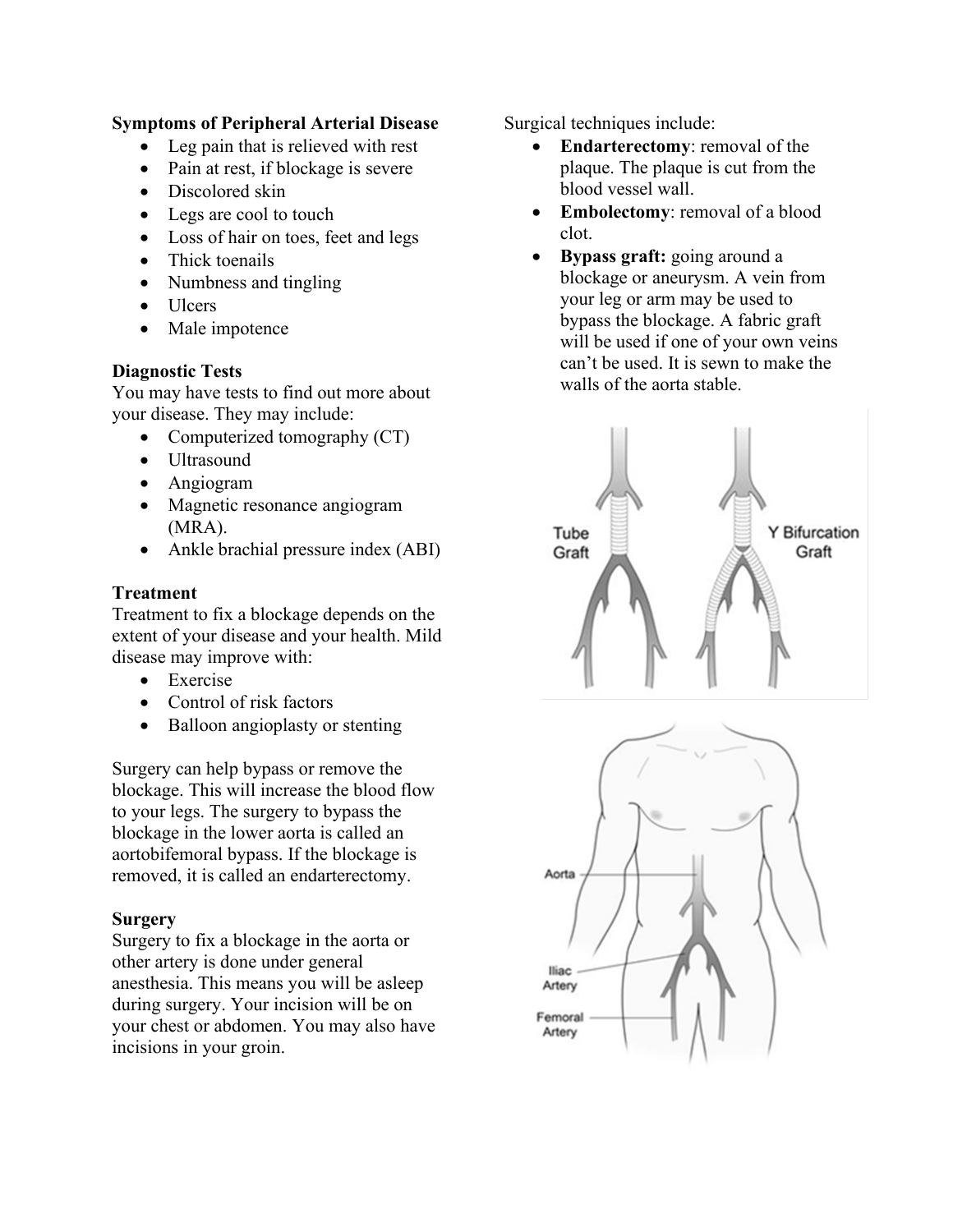### Symptoms of Peripheral Arterial Disease

- Leg pain that is relieved with rest
- Pain at rest, if blockage is severe
- Discolored skin
- Legs are cool to touch
- Loss of hair on toes, feet and legs
- Thick toenails
- Numbness and tingling
- Ulcers
- Male impotence

### Diagnostic Tests

You may have tests to find out more about your disease. They may include:

- Computerized tomography (CT)
- Ultrasound
- Angiogram
- Magnetic resonance angiogram (MRA).
- Ankle brachial pressure index (ABI)

### Treatment

Treatment to fix a blockage depends on the extent of your disease and your health. Mild disease may improve with:

- Exercise
- Control of risk factors
- Balloon angioplasty or stenting

Surgery can help bypass or remove the blockage. This will increase the blood flow to your legs. The surgery to bypass the blockage in the lower aorta is called an aortobifemoral bypass. If the blockage is removed, it is called an endarterectomy.

### Surgery

Surgery to fix a blockage in the aorta or other artery is done under general anesthesia. This means you will be asleep during surgery. Your incision will be on your chest or abdomen. You may also have incisions in your groin.

Surgical techniques include:

- **Endarterectomy**: removal of the plaque. The plaque is cut from the blood vessel wall.
- **Embolectomy**: removal of a blood clot.
- **Bypass graft:** going around a blockage or aneurysm. A vein from your leg or arm may be used to bypass the blockage. A fabric graft will be used if one of your own veins can't be used. It is sewn to make the walls of the aorta stable.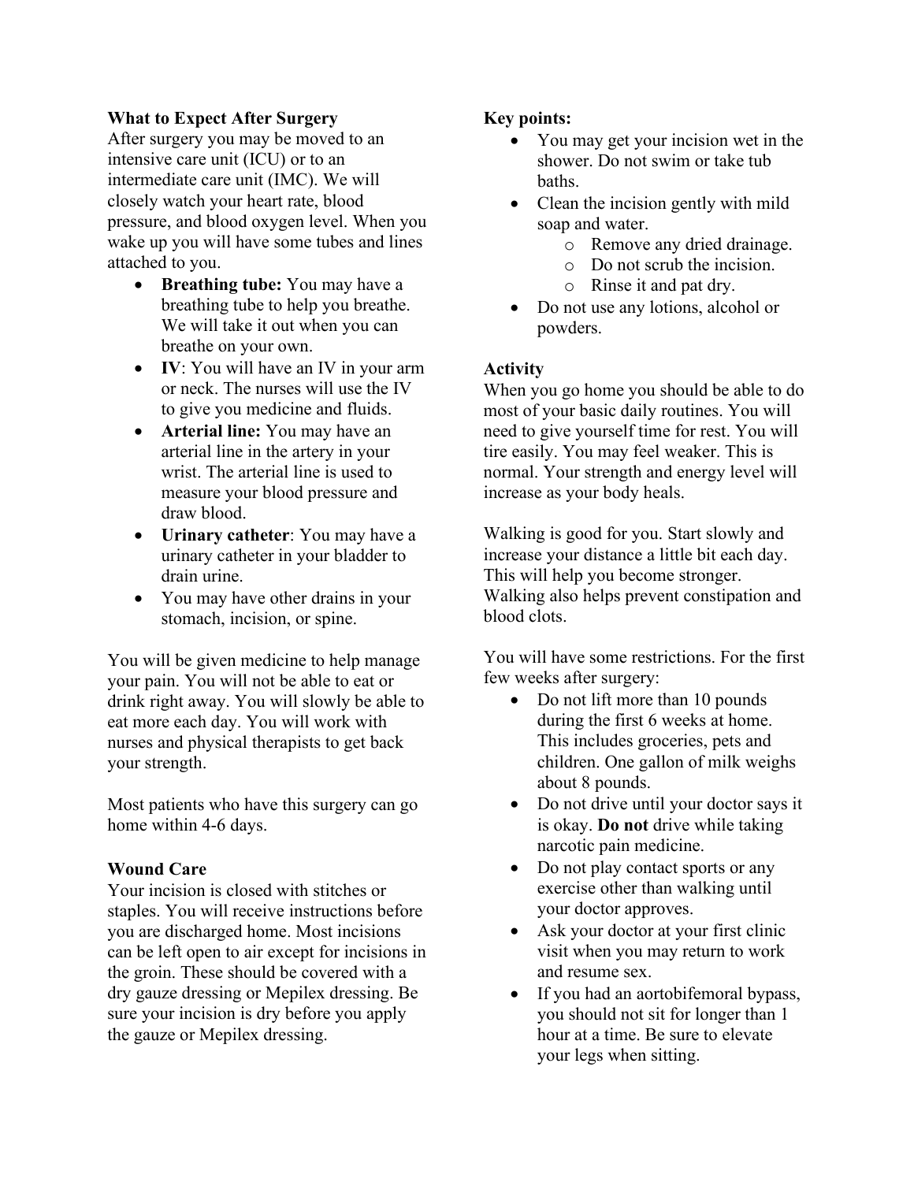## What to Expect After Surgery

After surgery you may be moved to an intensive care unit (ICU) or to an intermediate care unit (IMC). We will closely watch your heart rate, blood pressure, and blood oxygen level. When you wake up you will have some tubes and lines attached to you.

- **Breathing tube:** You may have a breathing tube to help you breathe. We will take it out when you can breathe on your own.
- **IV**: You will have an IV in your arm or neck. The nurses will use the IV to give you medicine and fluids.
- **Arterial line:** You may have an arterial line in the artery in your wrist. The arterial line is used to measure your blood pressure and draw blood.
- **Urinary catheter**: You may have a urinary catheter in your bladder to drain urine.
- You may have other drains in your stomach, incision, or spine.

You will be given medicine to help manage your pain. You will not be able to eat or drink right away. You will slowly be able to eat more each day. You will work with nurses and physical therapists to get back your strength.

Most patients who have this surgery can go home within 4-6 days.

## Wound Care

Your incision is closed with stitches or staples. You will receive instructions before you are discharged home. Most incisions can be left open to air except for incisions in the groin. These should be covered with a dry gauze dressing or Mepilex dressing. Be sure your incision is dry before you apply the gauze or Mepilex dressing.

**Key points:**

- You may get your incision wet in the shower. Do not swim or take tub baths.
- Clean the incision gently with mild soap and water.
    - Remove any dried drainage.
    - Do not scrub the incision.
    - Rinse it and pat dry.
- Do not use any lotions, alcohol or powders.

## Activity

When you go home you should be able to do most of your basic daily routines. You will need to give yourself time for rest. You will tire easily. You may feel weaker. This is normal. Your strength and energy level will increase as your body heals.

Walking is good for you. Start slowly and increase your distance a little bit each day. This will help you become stronger. Walking also helps prevent constipation and blood clots.

You will have some restrictions. For the first few weeks after surgery:

- Do not lift more than 10 pounds during the first 6 weeks at home. This includes groceries, pets and children. One gallon of milk weighs about 8 pounds.
- Do not drive until your doctor says it is okay. **Do not** drive while taking narcotic pain medicine.
- Do not play contact sports or any exercise other than walking until your doctor approves.
- Ask your doctor at your first clinic visit when you may return to work and resume sex.
- If you had an aortobifemoral bypass, you should not sit for longer than 1 hour at a time. Be sure to elevate your legs when sitting.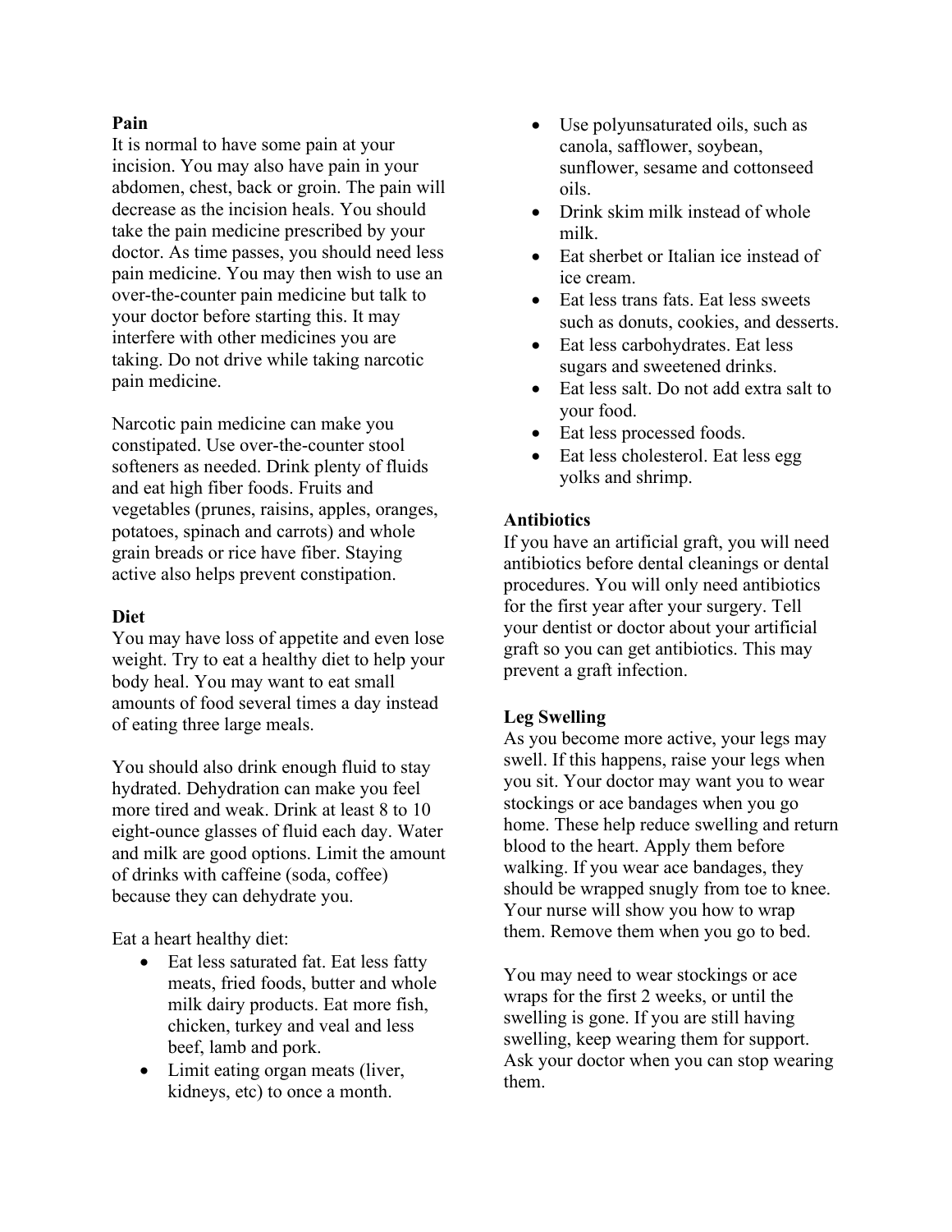**Pain**

It is normal to have some pain at your incision. You may also have pain in your abdomen, chest, back or groin. The pain will decrease as the incision heals. You should take the pain medicine prescribed by your doctor. As time passes, you should need less pain medicine. You may then wish to use an over-the-counter pain medicine but talk to your doctor before starting this. It may interfere with other medicines you are taking. Do not drive while taking narcotic pain medicine.

Narcotic pain medicine can make you constipated. Use over-the-counter stool softeners as needed. Drink plenty of fluids and eat high fiber foods. Fruits and vegetables (prunes, raisins, apples, oranges, potatoes, spinach and carrots) and whole grain breads or rice have fiber. Staying active also helps prevent constipation.

**Diet**

You may have loss of appetite and even lose weight. Try to eat a healthy diet to help your body heal. You may want to eat small amounts of food several times a day instead of eating three large meals.

You should also drink enough fluid to stay hydrated. Dehydration can make you feel more tired and weak. Drink at least 8 to 10 eight-ounce glasses of fluid each day. Water and milk are good options. Limit the amount of drinks with caffeine (soda, coffee) because they can dehydrate you.

Eat a heart healthy diet:

- Eat less saturated fat. Eat less fatty meats, fried foods, butter and whole milk dairy products. Eat more fish, chicken, turkey and veal and less beef, lamb and pork.
- Limit eating organ meats (liver, kidneys, etc) to once a month.
- Use polyunsaturated oils, such as canola, safflower, soybean, sunflower, sesame and cottonseed oils.
- Drink skim milk instead of whole milk.
- Eat sherbet or Italian ice instead of ice cream.
- Eat less trans fats. Eat less sweets such as donuts, cookies, and desserts.
- Eat less carbohydrates. Eat less sugars and sweetened drinks.
- Eat less salt. Do not add extra salt to your food.
- Eat less processed foods.
- Eat less cholesterol. Eat less egg yolks and shrimp.

**Antibiotics**

If you have an artificial graft, you will need antibiotics before dental cleanings or dental procedures. You will only need antibiotics for the first year after your surgery. Tell your dentist or doctor about your artificial graft so you can get antibiotics. This may prevent a graft infection.

**Leg Swelling**

As you become more active, your legs may swell. If this happens, raise your legs when you sit. Your doctor may want you to wear stockings or ace bandages when you go home. These help reduce swelling and return blood to the heart. Apply them before walking. If you wear ace bandages, they should be wrapped snugly from toe to knee. Your nurse will show you how to wrap them. Remove them when you go to bed.

You may need to wear stockings or ace wraps for the first 2 weeks, or until the swelling is gone. If you are still having swelling, keep wearing them for support. Ask your doctor when you can stop wearing them.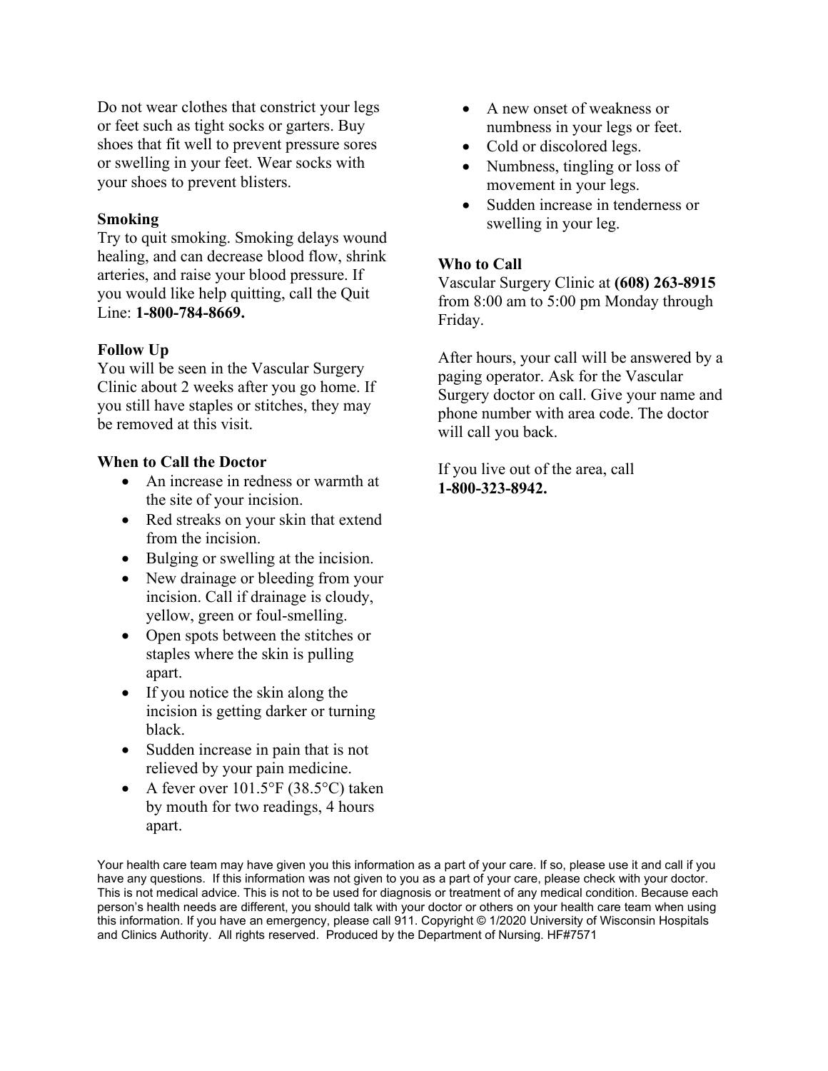Do not wear clothes that constrict your legs or feet such as tight socks or garters. Buy shoes that fit well to prevent pressure sores or swelling in your feet. Wear socks with your shoes to prevent blisters.

**Smoking**

Try to quit smoking. Smoking delays wound healing, and can decrease blood flow, shrink arteries, and raise your blood pressure. If you would like help quitting, call the Quit Line: **1-800-784-8669.**

**Follow Up**

You will be seen in the Vascular Surgery Clinic about 2 weeks after you go home. If you still have staples or stitches, they may be removed at this visit.

**When to Call the Doctor**

- An increase in redness or warmth at the site of your incision.
- Red streaks on your skin that extend from the incision.
- Bulging or swelling at the incision.
- New drainage or bleeding from your incision. Call if drainage is cloudy, yellow, green or foul-smelling.
- Open spots between the stitches or staples where the skin is pulling apart.
- If you notice the skin along the incision is getting darker or turning black.
- Sudden increase in pain that is not relieved by your pain medicine.
- A fever over 101.5°F (38.5°C) taken by mouth for two readings, 4 hours apart.
- A new onset of weakness or numbness in your legs or feet.
- Cold or discolored legs.
- Numbness, tingling or loss of movement in your legs.
- Sudden increase in tenderness or swelling in your leg.

**Who to Call**

Vascular Surgery Clinic at **(608) 263-8915** from 8:00 am to 5:00 pm Monday through Friday.

After hours, your call will be answered by a paging operator. Ask for the Vascular Surgery doctor on call. Give your name and phone number with area code. The doctor will call you back.

If you live out of the area, call **1-800-323-8942.**

Your health care team may have given you this information as a part of your care. If so, please use it and call if you have any questions. If this information was not given to you as a part of your care, please check with your doctor. This is not medical advice. This is not to be used for diagnosis or treatment of any medical condition. Because each person's health needs are different, you should talk with your doctor or others on your health care team when using this information. If you have an emergency, please call 911. Copyright © 1/2020 University of Wisconsin Hospitals and Clinics Authority. All rights reserved. Produced by the Department of Nursing. HF#7571